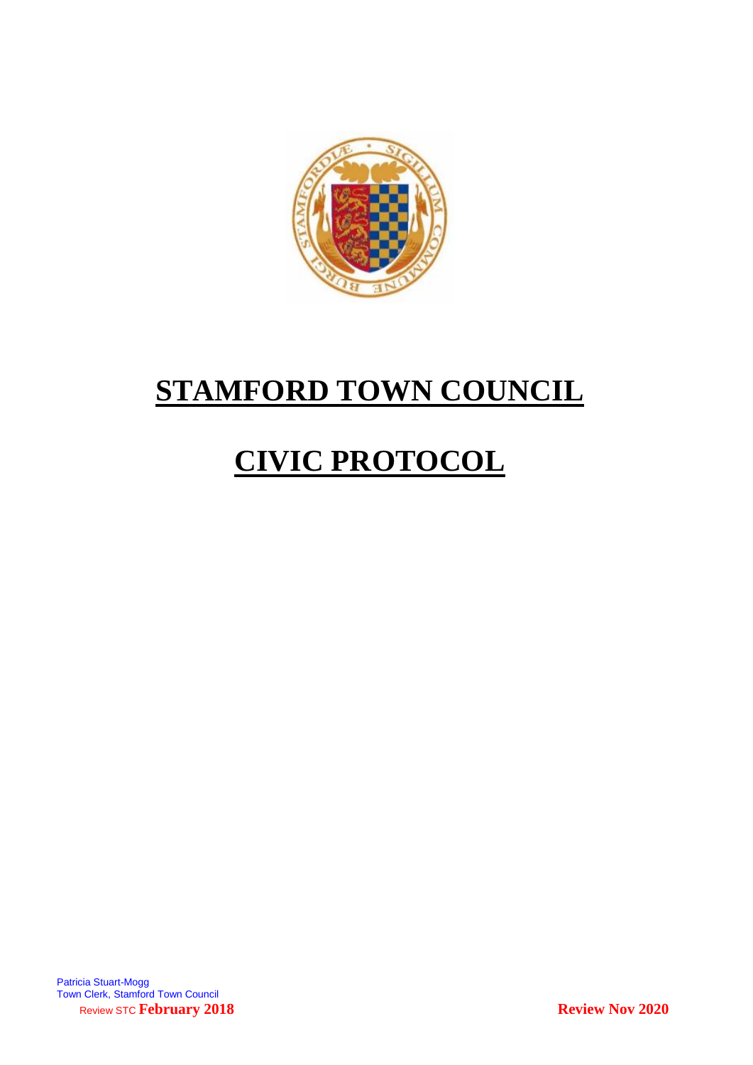# STAMFORD TOWN COUNCIL

# CIVIC PROTOCOL

Patricia Stuart-Mogg
Town Clerk, Stamford Town Council
Review STC **February 2018** **Review Nov 2020**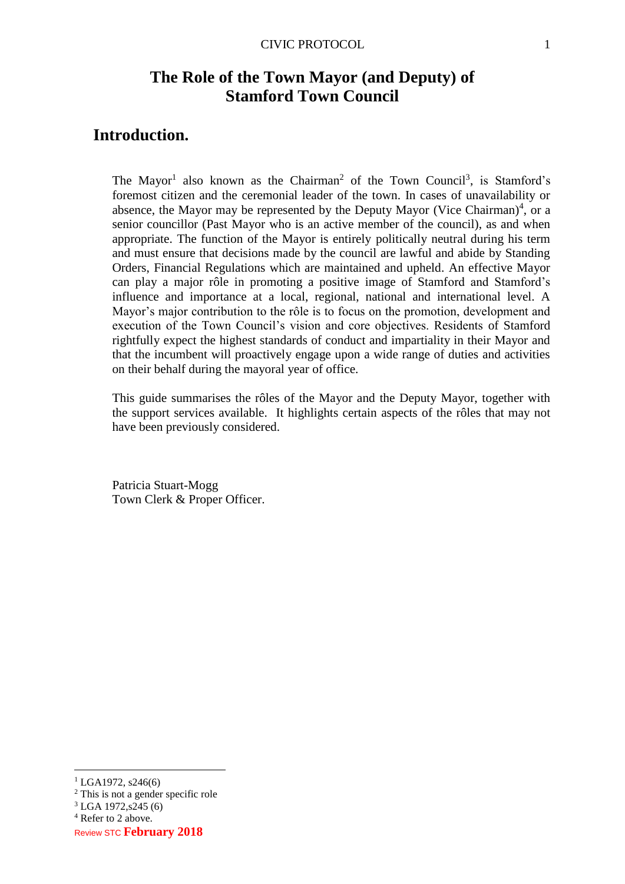# The Role of the Town Mayor (and Deputy) of Stamford Town Council

## Introduction.

The Mayor[1] also known as the Chairman[2] of the Town Council[3], is Stamford's foremost citizen and the ceremonial leader of the town. In cases of unavailability or absence, the Mayor may be represented by the Deputy Mayor (Vice Chairman)[4], or a senior councillor (Past Mayor who is an active member of the council), as and when appropriate. The function of the Mayor is entirely politically neutral during his term and must ensure that decisions made by the council are lawful and abide by Standing Orders, Financial Regulations which are maintained and upheld. An effective Mayor can play a major rôle in promoting a positive image of Stamford and Stamford's influence and importance at a local, regional, national and international level. A Mayor's major contribution to the rôle is to focus on the promotion, development and execution of the Town Council's vision and core objectives. Residents of Stamford rightfully expect the highest standards of conduct and impartiality in their Mayor and that the incumbent will proactively engage upon a wide range of duties and activities on their behalf during the mayoral year of office.

This guide summarises the rôles of the Mayor and the Deputy Mayor, together with the support services available. It highlights certain aspects of the rôles that may not have been previously considered.

Patricia Stuart-Mogg
Town Clerk & Proper Officer.

---

[1] LGA1972, s246(6)
[2] This is not a gender specific role
[3] LGA 1972,s245 (6)
[4] Refer to 2 above.

Review STC **February 2018**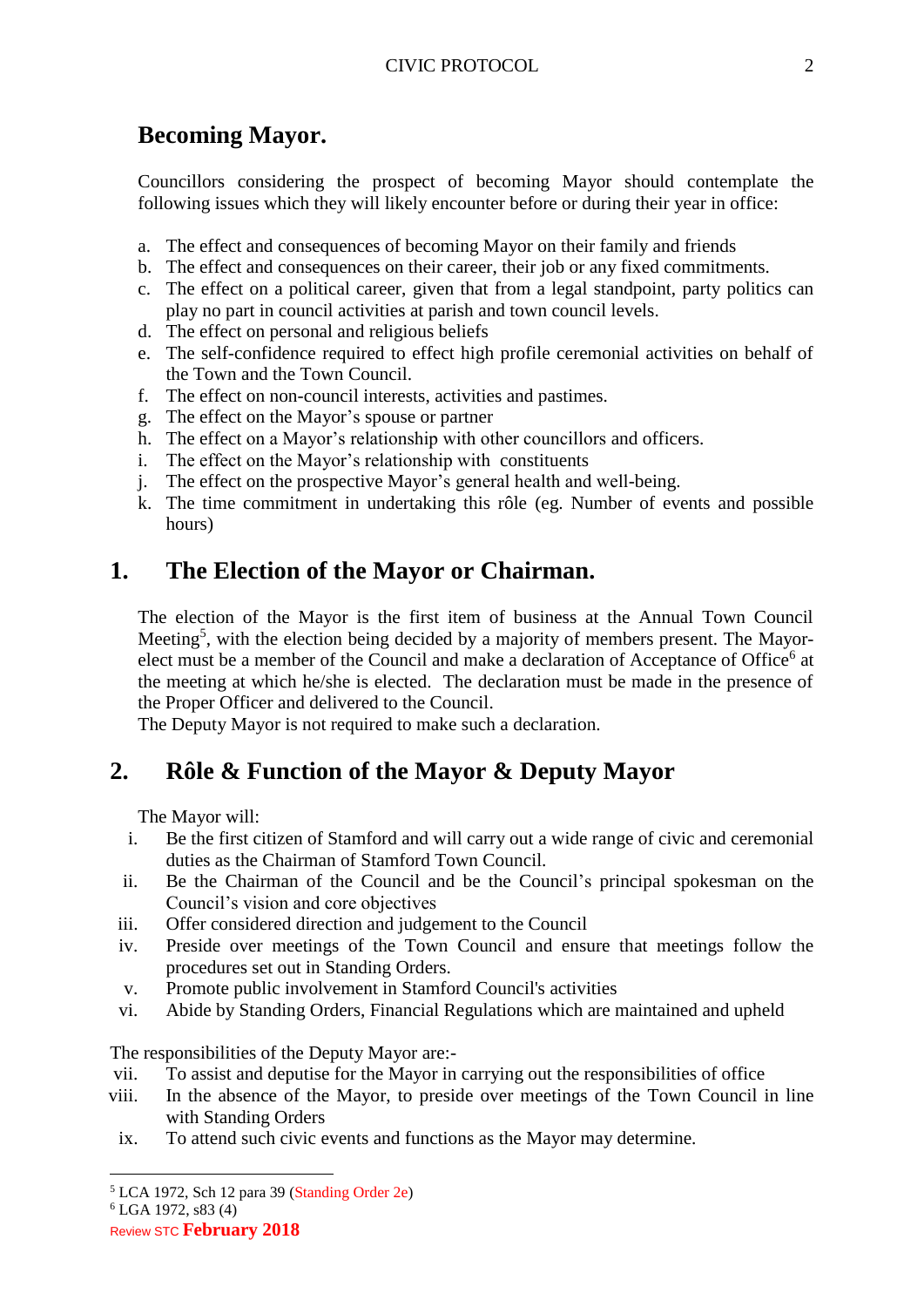## Becoming Mayor.

Councillors considering the prospect of becoming Mayor should contemplate the following issues which they will likely encounter before or during their year in office:

a. The effect and consequences of becoming Mayor on their family and friends
b. The effect and consequences on their career, their job or any fixed commitments.
c. The effect on a political career, given that from a legal standpoint, party politics can play no part in council activities at parish and town council levels.
d. The effect on personal and religious beliefs
e. The self-confidence required to effect high profile ceremonial activities on behalf of the Town and the Town Council.
f. The effect on non-council interests, activities and pastimes.
g. The effect on the Mayor's spouse or partner
h. The effect on a Mayor's relationship with other councillors and officers.
i. The effect on the Mayor's relationship with constituents
j. The effect on the prospective Mayor's general health and well-being.
k. The time commitment in undertaking this rôle (eg. Number of events and possible hours)

## 1. The Election of the Mayor or Chairman.

The election of the Mayor is the first item of business at the Annual Town Council Meeting[5], with the election being decided by a majority of members present. The Mayor-elect must be a member of the Council and make a declaration of Acceptance of Office[6] at the meeting at which he/she is elected. The declaration must be made in the presence of the Proper Officer and delivered to the Council.
The Deputy Mayor is not required to make such a declaration.

## 2. Rôle & Function of the Mayor & Deputy Mayor

The Mayor will:

i. Be the first citizen of Stamford and will carry out a wide range of civic and ceremonial duties as the Chairman of Stamford Town Council.
ii. Be the Chairman of the Council and be the Council's principal spokesman on the Council's vision and core objectives
iii. Offer considered direction and judgement to the Council
iv. Preside over meetings of the Town Council and ensure that meetings follow the procedures set out in Standing Orders.
v. Promote public involvement in Stamford Council's activities
vi. Abide by Standing Orders, Financial Regulations which are maintained and upheld

The responsibilities of the Deputy Mayor are:-

vii. To assist and deputise for the Mayor in carrying out the responsibilities of office
viii. In the absence of the Mayor, to preside over meetings of the Town Council in line with Standing Orders
ix. To attend such civic events and functions as the Mayor may determine.

---

[5] LCA 1972, Sch 12 para 39 (Standing Order 2e)
[6] LGA 1972, s83 (4)

Review STC **February 2018**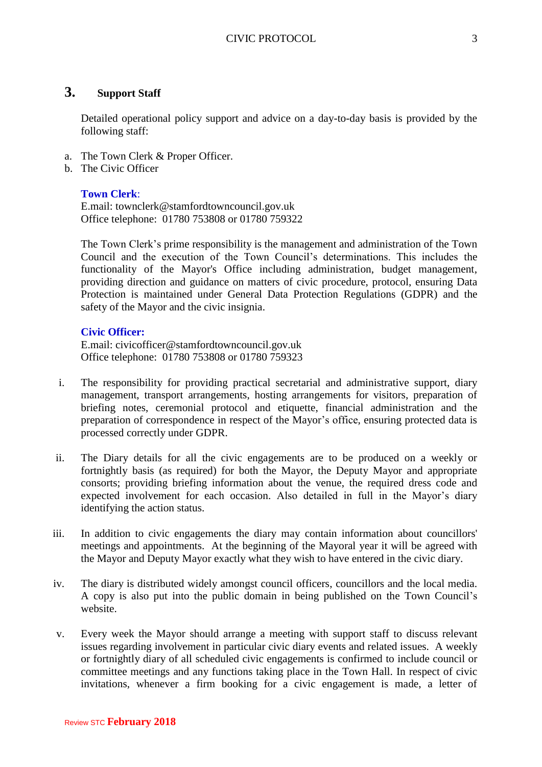## 3. Support Staff

Detailed operational policy support and advice on a day-to-day basis is provided by the following staff:

a. The Town Clerk & Proper Officer.
b. The Civic Officer

**Town Clerk**:
E.mail: townclerk@stamfordtowncouncil.gov.uk
Office telephone: 01780 753808 or 01780 759322

The Town Clerk's prime responsibility is the management and administration of the Town Council and the execution of the Town Council's determinations. This includes the functionality of the Mayor's Office including administration, budget management, providing direction and guidance on matters of civic procedure, protocol, ensuring Data Protection is maintained under General Data Protection Regulations (GDPR) and the safety of the Mayor and the civic insignia.

**Civic Officer:**
E.mail: civicofficer@stamfordtowncouncil.gov.uk
Office telephone: 01780 753808 or 01780 759323

i. The responsibility for providing practical secretarial and administrative support, diary management, transport arrangements, hosting arrangements for visitors, preparation of briefing notes, ceremonial protocol and etiquette, financial administration and the preparation of correspondence in respect of the Mayor's office, ensuring protected data is processed correctly under GDPR.

ii. The Diary details for all the civic engagements are to be produced on a weekly or fortnightly basis (as required) for both the Mayor, the Deputy Mayor and appropriate consorts; providing briefing information about the venue, the required dress code and expected involvement for each occasion. Also detailed in full in the Mayor's diary identifying the action status.

iii. In addition to civic engagements the diary may contain information about councillors' meetings and appointments. At the beginning of the Mayoral year it will be agreed with the Mayor and Deputy Mayor exactly what they wish to have entered in the civic diary.

iv. The diary is distributed widely amongst council officers, councillors and the local media. A copy is also put into the public domain in being published on the Town Council's website.

v. Every week the Mayor should arrange a meeting with support staff to discuss relevant issues regarding involvement in particular civic diary events and related issues. A weekly or fortnightly diary of all scheduled civic engagements is confirmed to include council or committee meetings and any functions taking place in the Town Hall. In respect of civic invitations, whenever a firm booking for a civic engagement is made, a letter of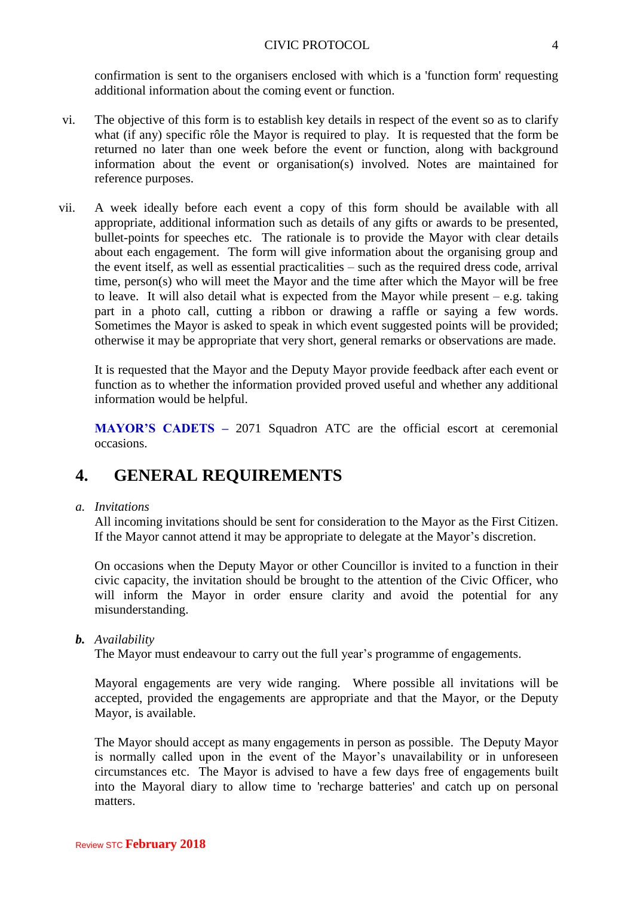confirmation is sent to the organisers enclosed with which is a 'function form' requesting additional information about the coming event or function.

vi. The objective of this form is to establish key details in respect of the event so as to clarify what (if any) specific rôle the Mayor is required to play. It is requested that the form be returned no later than one week before the event or function, along with background information about the event or organisation(s) involved. Notes are maintained for reference purposes.

vii. A week ideally before each event a copy of this form should be available with all appropriate, additional information such as details of any gifts or awards to be presented, bullet-points for speeches etc. The rationale is to provide the Mayor with clear details about each engagement. The form will give information about the organising group and the event itself, as well as essential practicalities – such as the required dress code, arrival time, person(s) who will meet the Mayor and the time after which the Mayor will be free to leave. It will also detail what is expected from the Mayor while present – e.g. taking part in a photo call, cutting a ribbon or drawing a raffle or saying a few words. Sometimes the Mayor is asked to speak in which event suggested points will be provided; otherwise it may be appropriate that very short, general remarks or observations are made.

It is requested that the Mayor and the Deputy Mayor provide feedback after each event or function as to whether the information provided proved useful and whether any additional information would be helpful.

**MAYOR'S CADETS –** 2071 Squadron ATC are the official escort at ceremonial occasions.

## 4. GENERAL REQUIREMENTS

*a. Invitations*
All incoming invitations should be sent for consideration to the Mayor as the First Citizen. If the Mayor cannot attend it may be appropriate to delegate at the Mayor's discretion.

On occasions when the Deputy Mayor or other Councillor is invited to a function in their civic capacity, the invitation should be brought to the attention of the Civic Officer, who will inform the Mayor in order ensure clarity and avoid the potential for any misunderstanding.

***b.*** *Availability*
The Mayor must endeavour to carry out the full year's programme of engagements.

Mayoral engagements are very wide ranging. Where possible all invitations will be accepted, provided the engagements are appropriate and that the Mayor, or the Deputy Mayor, is available.

The Mayor should accept as many engagements in person as possible. The Deputy Mayor is normally called upon in the event of the Mayor's unavailability or in unforeseen circumstances etc. The Mayor is advised to have a few days free of engagements built into the Mayoral diary to allow time to 'recharge batteries' and catch up on personal matters.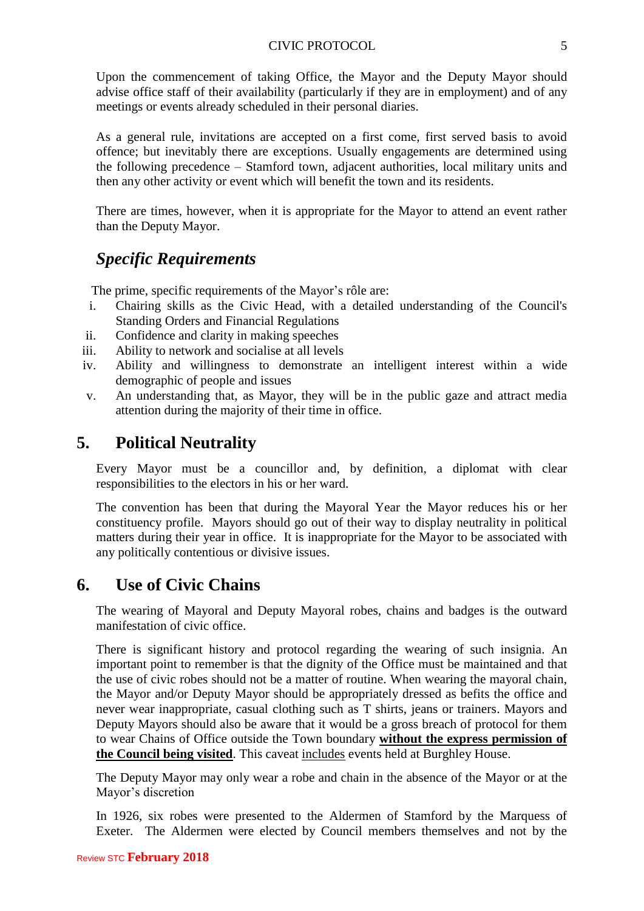Upon the commencement of taking Office, the Mayor and the Deputy Mayor should advise office staff of their availability (particularly if they are in employment) and of any meetings or events already scheduled in their personal diaries.

As a general rule, invitations are accepted on a first come, first served basis to avoid offence; but inevitably there are exceptions. Usually engagements are determined using the following precedence – Stamford town, adjacent authorities, local military units and then any other activity or event which will benefit the town and its residents.

There are times, however, when it is appropriate for the Mayor to attend an event rather than the Deputy Mayor.

### *Specific Requirements*

The prime, specific requirements of the Mayor's rôle are:

i. Chairing skills as the Civic Head, with a detailed understanding of the Council's Standing Orders and Financial Regulations
ii. Confidence and clarity in making speeches
iii. Ability to network and socialise at all levels
iv. Ability and willingness to demonstrate an intelligent interest within a wide demographic of people and issues
v. An understanding that, as Mayor, they will be in the public gaze and attract media attention during the majority of their time in office.

## 5. Political Neutrality

Every Mayor must be a councillor and, by definition, a diplomat with clear responsibilities to the electors in his or her ward.

The convention has been that during the Mayoral Year the Mayor reduces his or her constituency profile. Mayors should go out of their way to display neutrality in political matters during their year in office. It is inappropriate for the Mayor to be associated with any politically contentious or divisive issues.

## 6. Use of Civic Chains

The wearing of Mayoral and Deputy Mayoral robes, chains and badges is the outward manifestation of civic office.

There is significant history and protocol regarding the wearing of such insignia. An important point to remember is that the dignity of the Office must be maintained and that the use of civic robes should not be a matter of routine. When wearing the mayoral chain, the Mayor and/or Deputy Mayor should be appropriately dressed as befits the office and never wear inappropriate, casual clothing such as T shirts, jeans or trainers. Mayors and Deputy Mayors should also be aware that it would be a gross breach of protocol for them to wear Chains of Office outside the Town boundary **without the express permission of the Council being visited**. This caveat includes events held at Burghley House.

The Deputy Mayor may only wear a robe and chain in the absence of the Mayor or at the Mayor's discretion

In 1926, six robes were presented to the Aldermen of Stamford by the Marquess of Exeter. The Aldermen were elected by Council members themselves and not by the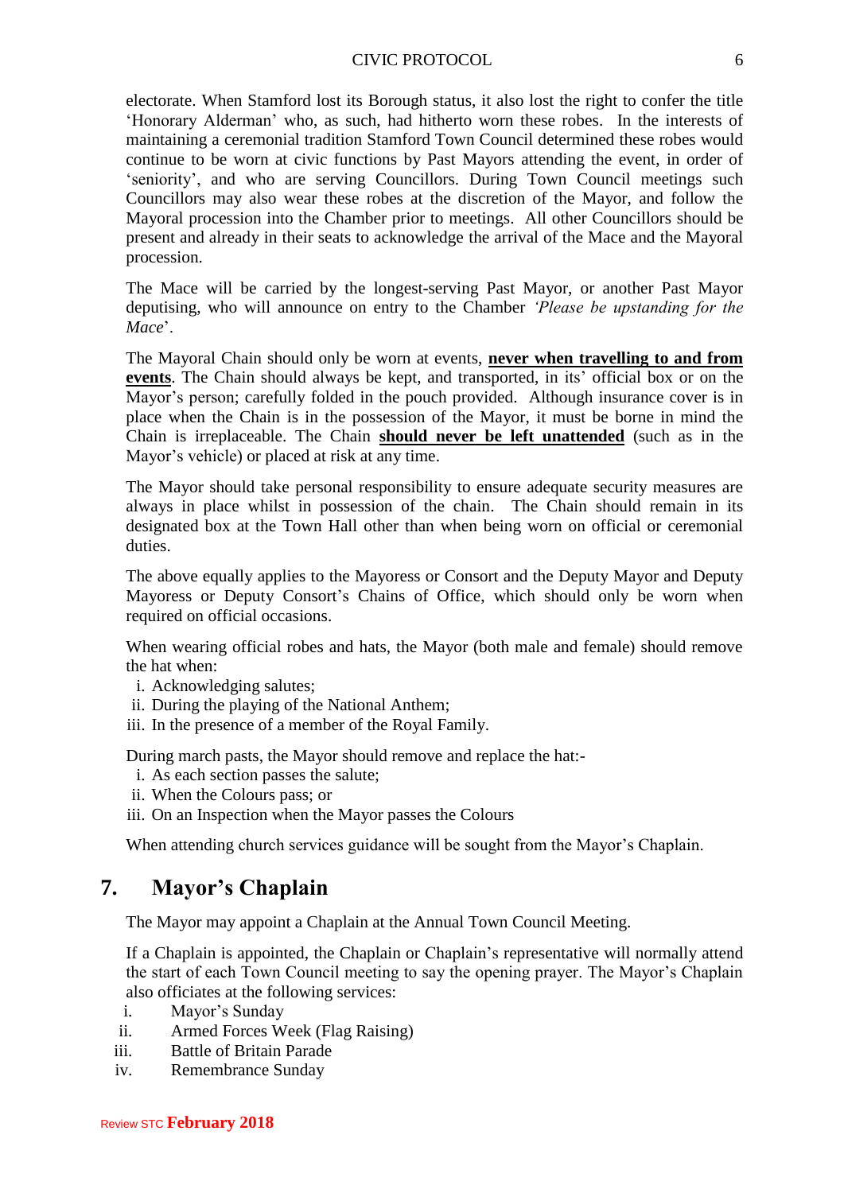electorate. When Stamford lost its Borough status, it also lost the right to confer the title 'Honorary Alderman' who, as such, had hitherto worn these robes. In the interests of maintaining a ceremonial tradition Stamford Town Council determined these robes would continue to be worn at civic functions by Past Mayors attending the event, in order of 'seniority', and who are serving Councillors. During Town Council meetings such Councillors may also wear these robes at the discretion of the Mayor, and follow the Mayoral procession into the Chamber prior to meetings. All other Councillors should be present and already in their seats to acknowledge the arrival of the Mace and the Mayoral procession.

The Mace will be carried by the longest-serving Past Mayor, or another Past Mayor deputising, who will announce on entry to the Chamber *'Please be upstanding for the Mace*'.

The Mayoral Chain should only be worn at events, **never when travelling to and from events**. The Chain should always be kept, and transported, in its' official box or on the Mayor's person; carefully folded in the pouch provided. Although insurance cover is in place when the Chain is in the possession of the Mayor, it must be borne in mind the Chain is irreplaceable. The Chain **should never be left unattended** (such as in the Mayor's vehicle) or placed at risk at any time.

The Mayor should take personal responsibility to ensure adequate security measures are always in place whilst in possession of the chain. The Chain should remain in its designated box at the Town Hall other than when being worn on official or ceremonial duties.

The above equally applies to the Mayoress or Consort and the Deputy Mayor and Deputy Mayoress or Deputy Consort's Chains of Office, which should only be worn when required on official occasions.

When wearing official robes and hats, the Mayor (both male and female) should remove the hat when:

i. Acknowledging salutes;
ii. During the playing of the National Anthem;
iii. In the presence of a member of the Royal Family.

During march pasts, the Mayor should remove and replace the hat:-

i. As each section passes the salute;
ii. When the Colours pass; or
iii. On an Inspection when the Mayor passes the Colours

When attending church services guidance will be sought from the Mayor's Chaplain.

## 7. Mayor's Chaplain

The Mayor may appoint a Chaplain at the Annual Town Council Meeting.

If a Chaplain is appointed, the Chaplain or Chaplain's representative will normally attend the start of each Town Council meeting to say the opening prayer. The Mayor's Chaplain also officiates at the following services:

i. Mayor's Sunday
ii. Armed Forces Week (Flag Raising)
iii. Battle of Britain Parade
iv. Remembrance Sunday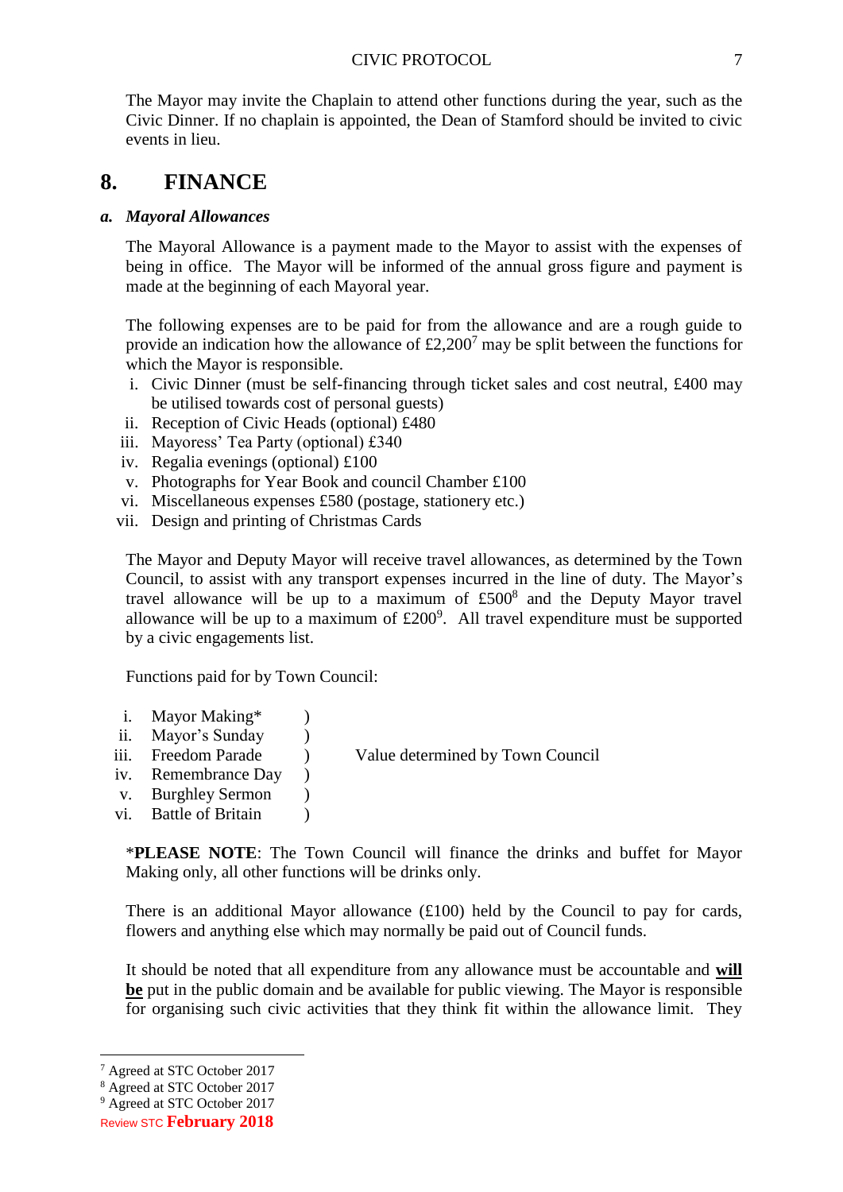The Mayor may invite the Chaplain to attend other functions during the year, such as the Civic Dinner. If no chaplain is appointed, the Dean of Stamford should be invited to civic events in lieu.

# 8. FINANCE

### a. *Mayoral Allowances*

The Mayoral Allowance is a payment made to the Mayor to assist with the expenses of being in office. The Mayor will be informed of the annual gross figure and payment is made at the beginning of each Mayoral year.

The following expenses are to be paid for from the allowance and are a rough guide to provide an indication how the allowance of £2,200[7] may be split between the functions for which the Mayor is responsible.

i. Civic Dinner (must be self-financing through ticket sales and cost neutral, £400 may be utilised towards cost of personal guests)
ii. Reception of Civic Heads (optional) £480
iii. Mayoress' Tea Party (optional) £340
iv. Regalia evenings (optional) £100
v. Photographs for Year Book and council Chamber £100
vi. Miscellaneous expenses £580 (postage, stationery etc.)
vii. Design and printing of Christmas Cards

The Mayor and Deputy Mayor will receive travel allowances, as determined by the Town Council, to assist with any transport expenses incurred in the line of duty. The Mayor's travel allowance will be up to a maximum of £500[8] and the Deputy Mayor travel allowance will be up to a maximum of £200[9]. All travel expenditure must be supported by a civic engagements list.

Functions paid for by Town Council:

i. Mayor Making* )
ii. Mayor's Sunday )
iii. Freedom Parade ) Value determined by Town Council
iv. Remembrance Day )
v. Burghley Sermon )
vi. Battle of Britain )

***PLEASE NOTE**: The Town Council will finance the drinks and buffet for Mayor Making only, all other functions will be drinks only.

There is an additional Mayor allowance (£100) held by the Council to pay for cards, flowers and anything else which may normally be paid out of Council funds.

It should be noted that all expenditure from any allowance must be accountable and <u>**will be**</u> put in the public domain and be available for public viewing. The Mayor is responsible for organising such civic activities that they think fit within the allowance limit. They

[7] Agreed at STC October 2017
[8] Agreed at STC October 2017
[9] Agreed at STC October 2017

Review STC **February 2018**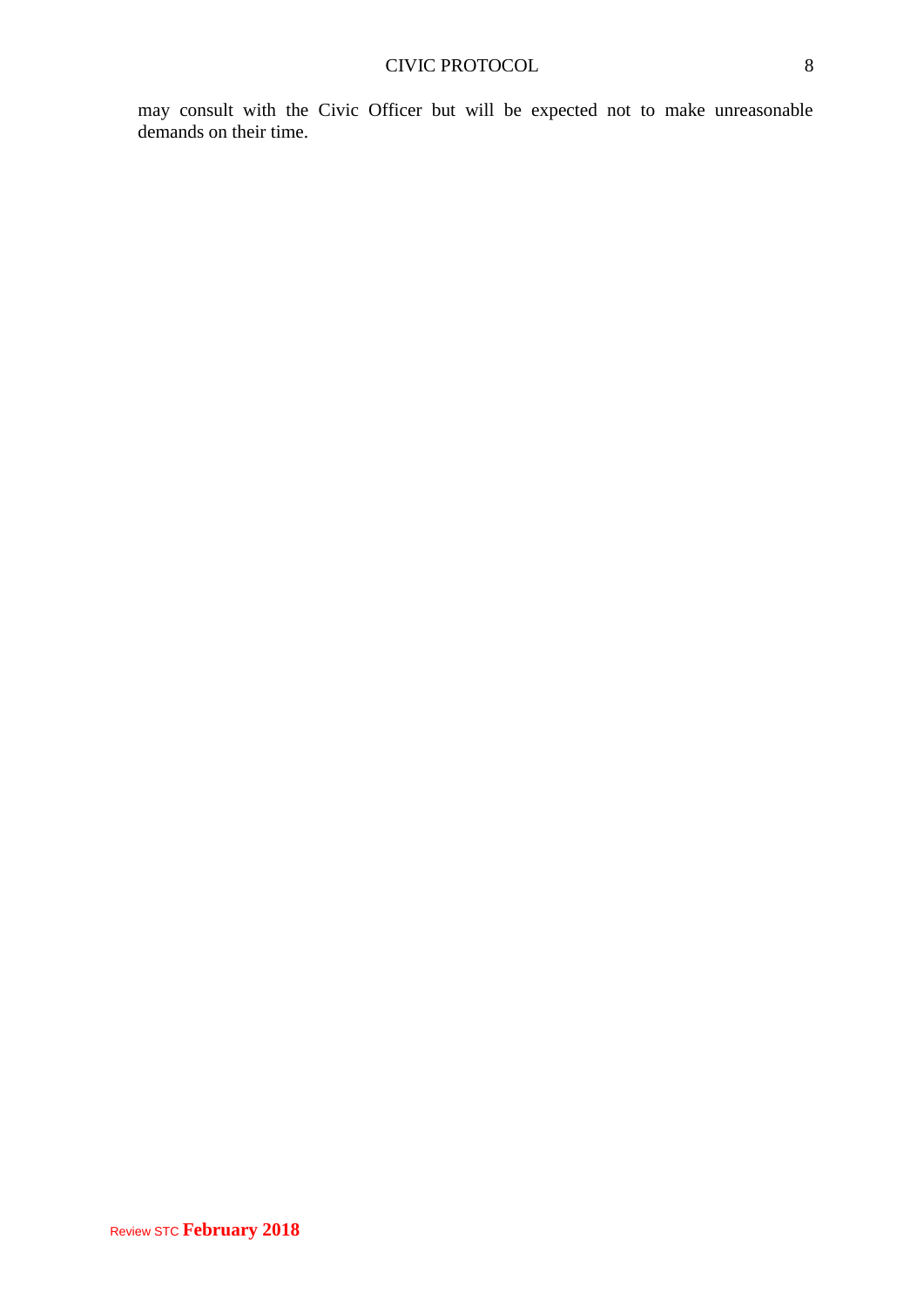may consult with the Civic Officer but will be expected not to make unreasonable demands on their time.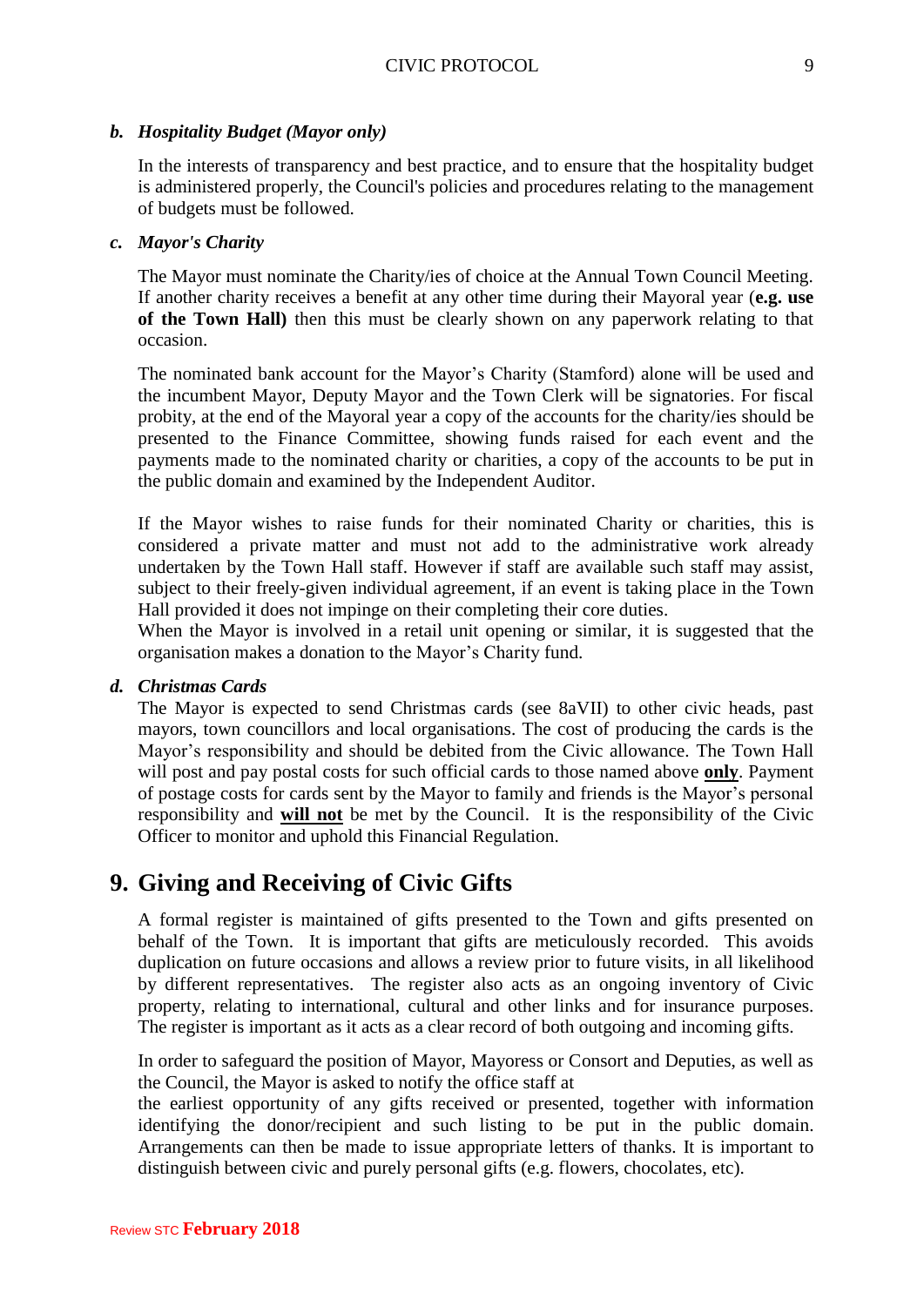***b. Hospitality Budget (Mayor only)***

In the interests of transparency and best practice, and to ensure that the hospitality budget is administered properly, the Council's policies and procedures relating to the management of budgets must be followed.

***c. Mayor's Charity***

The Mayor must nominate the Charity/ies of choice at the Annual Town Council Meeting. If another charity receives a benefit at any other time during their Mayoral year (**e.g. use of the Town Hall)** then this must be clearly shown on any paperwork relating to that occasion.

The nominated bank account for the Mayor's Charity (Stamford) alone will be used and the incumbent Mayor, Deputy Mayor and the Town Clerk will be signatories. For fiscal probity, at the end of the Mayoral year a copy of the accounts for the charity/ies should be presented to the Finance Committee, showing funds raised for each event and the payments made to the nominated charity or charities, a copy of the accounts to be put in the public domain and examined by the Independent Auditor.

If the Mayor wishes to raise funds for their nominated Charity or charities, this is considered a private matter and must not add to the administrative work already undertaken by the Town Hall staff. However if staff are available such staff may assist, subject to their freely-given individual agreement, if an event is taking place in the Town Hall provided it does not impinge on their completing their core duties.
When the Mayor is involved in a retail unit opening or similar, it is suggested that the organisation makes a donation to the Mayor's Charity fund.

***d. Christmas Cards***

The Mayor is expected to send Christmas cards (see 8aVII) to other civic heads, past mayors, town councillors and local organisations. The cost of producing the cards is the Mayor's responsibility and should be debited from the Civic allowance. The Town Hall will post and pay postal costs for such official cards to those named above **only**. Payment of postage costs for cards sent by the Mayor to family and friends is the Mayor's personal responsibility and **will not** be met by the Council. It is the responsibility of the Civic Officer to monitor and uphold this Financial Regulation.

## 9. Giving and Receiving of Civic Gifts

A formal register is maintained of gifts presented to the Town and gifts presented on behalf of the Town. It is important that gifts are meticulously recorded. This avoids duplication on future occasions and allows a review prior to future visits, in all likelihood by different representatives. The register also acts as an ongoing inventory of Civic property, relating to international, cultural and other links and for insurance purposes. The register is important as it acts as a clear record of both outgoing and incoming gifts.

In order to safeguard the position of Mayor, Mayoress or Consort and Deputies, as well as the Council, the Mayor is asked to notify the office staff at the earliest opportunity of any gifts received or presented, together with information identifying the donor/recipient and such listing to be put in the public domain. Arrangements can then be made to issue appropriate letters of thanks. It is important to distinguish between civic and purely personal gifts (e.g. flowers, chocolates, etc).

Review STC **February 2018**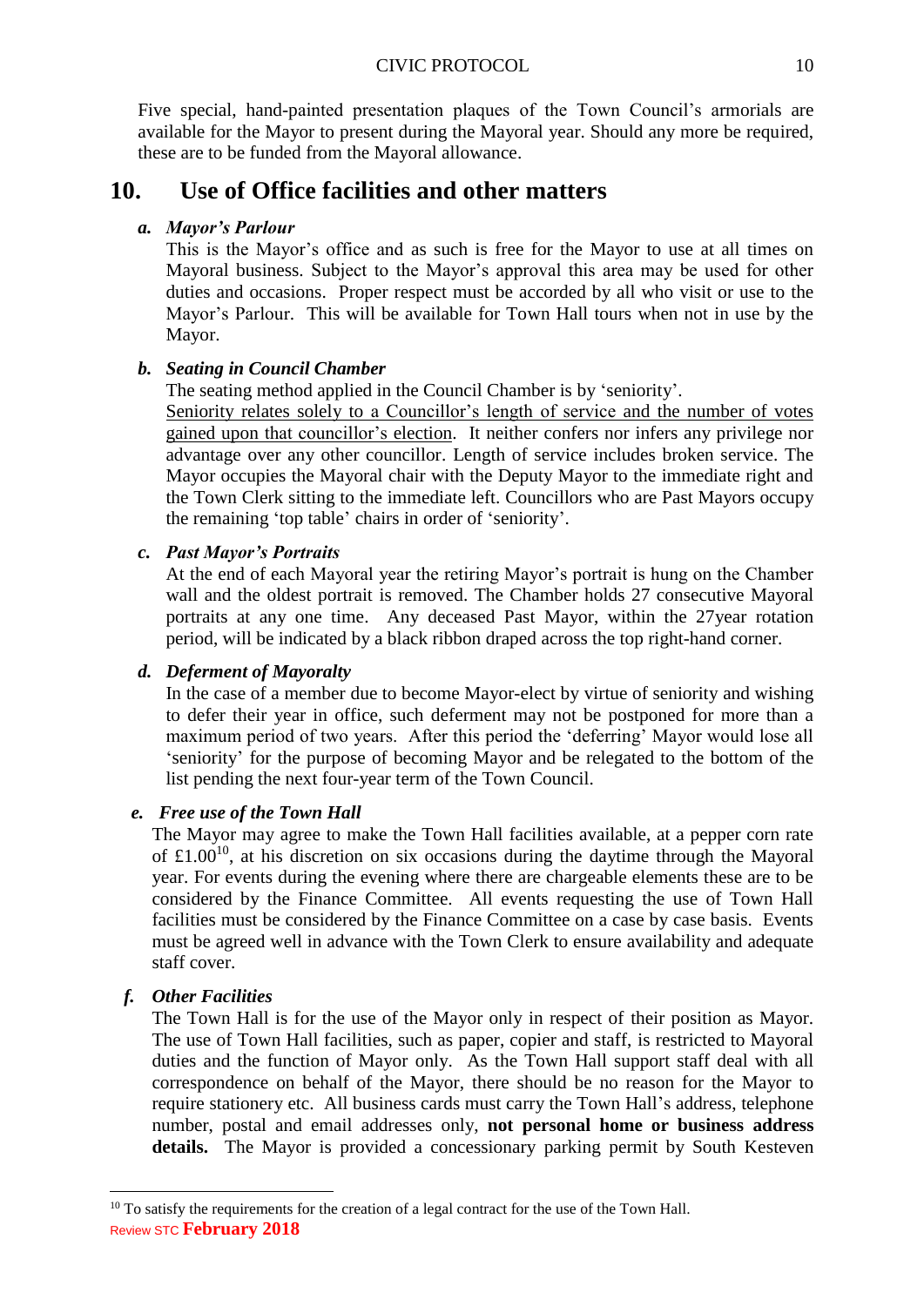Five special, hand-painted presentation plaques of the Town Council's armorials are available for the Mayor to present during the Mayoral year. Should any more be required, these are to be funded from the Mayoral allowance.

## 10. Use of Office facilities and other matters

### a. *Mayor's Parlour*

This is the Mayor's office and as such is free for the Mayor to use at all times on Mayoral business. Subject to the Mayor's approval this area may be used for other duties and occasions. Proper respect must be accorded by all who visit or use to the Mayor's Parlour. This will be available for Town Hall tours when not in use by the Mayor.

### b. *Seating in Council Chamber*

The seating method applied in the Council Chamber is by 'seniority'.
<u>Seniority relates solely to a Councillor's length of service and the number of votes gained upon that councillor's election</u>. It neither confers nor infers any privilege nor advantage over any other councillor. Length of service includes broken service. The Mayor occupies the Mayoral chair with the Deputy Mayor to the immediate right and the Town Clerk sitting to the immediate left. Councillors who are Past Mayors occupy the remaining 'top table' chairs in order of 'seniority'.

### c. *Past Mayor's Portraits*

At the end of each Mayoral year the retiring Mayor's portrait is hung on the Chamber wall and the oldest portrait is removed. The Chamber holds 27 consecutive Mayoral portraits at any one time. Any deceased Past Mayor, within the 27year rotation period, will be indicated by a black ribbon draped across the top right-hand corner.

### d. *Deferment of Mayoralty*

In the case of a member due to become Mayor-elect by virtue of seniority and wishing to defer their year in office, such deferment may not be postponed for more than a maximum period of two years. After this period the 'deferring' Mayor would lose all 'seniority' for the purpose of becoming Mayor and be relegated to the bottom of the list pending the next four-year term of the Town Council.

### e. *Free use of the Town Hall*

The Mayor may agree to make the Town Hall facilities available, at a pepper corn rate of £1.00[10], at his discretion on six occasions during the daytime through the Mayoral year. For events during the evening where there are chargeable elements these are to be considered by the Finance Committee. All events requesting the use of Town Hall facilities must be considered by the Finance Committee on a case by case basis. Events must be agreed well in advance with the Town Clerk to ensure availability and adequate staff cover.

### f. *Other Facilities*

The Town Hall is for the use of the Mayor only in respect of their position as Mayor. The use of Town Hall facilities, such as paper, copier and staff, is restricted to Mayoral duties and the function of Mayor only. As the Town Hall support staff deal with all correspondence on behalf of the Mayor, there should be no reason for the Mayor to require stationery etc. All business cards must carry the Town Hall's address, telephone number, postal and email addresses only, **not personal home or business address details.** The Mayor is provided a concessionary parking permit by South Kesteven

[10] To satisfy the requirements for the creation of a legal contract for the use of the Town Hall.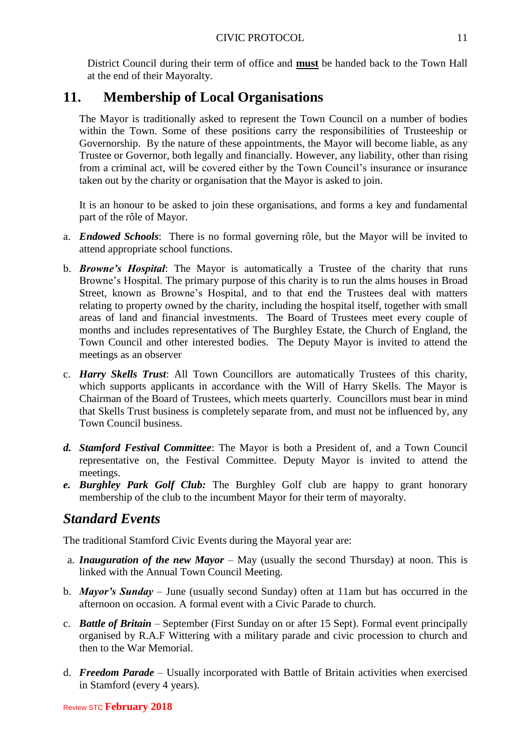District Council during their term of office and **must** be handed back to the Town Hall at the end of their Mayoralty.

## 11. Membership of Local Organisations

The Mayor is traditionally asked to represent the Town Council on a number of bodies within the Town. Some of these positions carry the responsibilities of Trusteeship or Governorship. By the nature of these appointments, the Mayor will become liable, as any Trustee or Governor, both legally and financially. However, any liability, other than rising from a criminal act, will be covered either by the Town Council's insurance or insurance taken out by the charity or organisation that the Mayor is asked to join.

It is an honour to be asked to join these organisations, and forms a key and fundamental part of the rôle of Mayor.

a. ***Endowed Schools***: There is no formal governing rôle, but the Mayor will be invited to attend appropriate school functions.

b. ***Browne's Hospital***: The Mayor is automatically a Trustee of the charity that runs Browne's Hospital. The primary purpose of this charity is to run the alms houses in Broad Street, known as Browne's Hospital, and to that end the Trustees deal with matters relating to property owned by the charity, including the hospital itself, together with small areas of land and financial investments. The Board of Trustees meet every couple of months and includes representatives of The Burghley Estate, the Church of England, the Town Council and other interested bodies. The Deputy Mayor is invited to attend the meetings as an observer

c. ***Harry Skells Trust***: All Town Councillors are automatically Trustees of this charity, which supports applicants in accordance with the Will of Harry Skells. The Mayor is Chairman of the Board of Trustees, which meets quarterly. Councillors must bear in mind that Skells Trust business is completely separate from, and must not be influenced by, any Town Council business.

***d. Stamford Festival Committee***: The Mayor is both a President of, and a Town Council representative on, the Festival Committee. Deputy Mayor is invited to attend the meetings.

***e. Burghley Park Golf Club:*** The Burghley Golf club are happy to grant honorary membership of the club to the incumbent Mayor for their term of mayoralty.

## *Standard Events*

The traditional Stamford Civic Events during the Mayoral year are:

a. ***Inauguration of the new Mayor*** – May (usually the second Thursday) at noon. This is linked with the Annual Town Council Meeting.

b. ***Mayor's Sunday*** – June (usually second Sunday) often at 11am but has occurred in the afternoon on occasion. A formal event with a Civic Parade to church.

c. ***Battle of Britain*** – September (First Sunday on or after 15 Sept). Formal event principally organised by R.A.F Wittering with a military parade and civic procession to church and then to the War Memorial.

d. ***Freedom Parade*** – Usually incorporated with Battle of Britain activities when exercised in Stamford (every 4 years).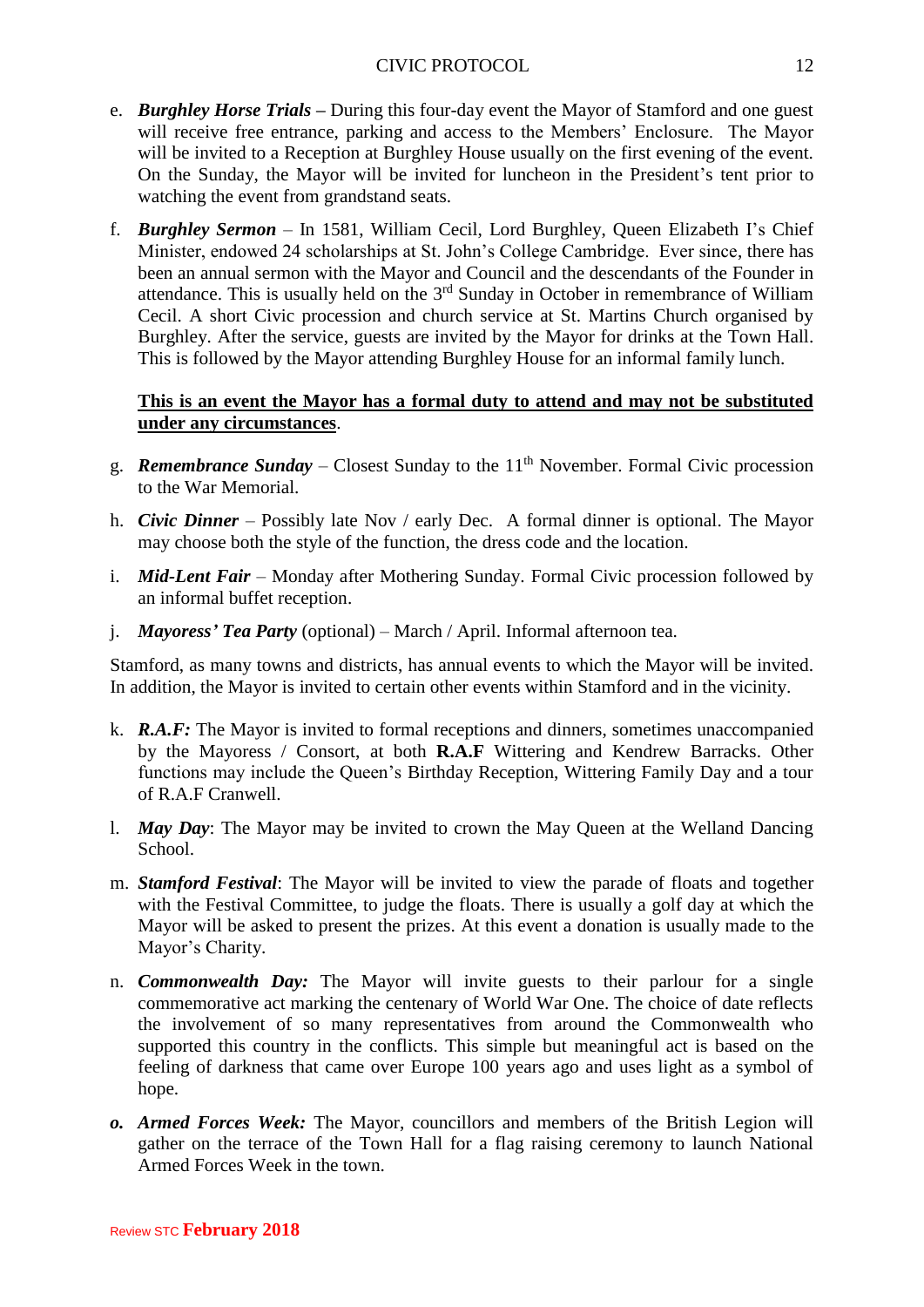e. ***Burghley Horse Trials*** **–** During this four-day event the Mayor of Stamford and one guest will receive free entrance, parking and access to the Members' Enclosure. The Mayor will be invited to a Reception at Burghley House usually on the first evening of the event. On the Sunday, the Mayor will be invited for luncheon in the President's tent prior to watching the event from grandstand seats.

f. ***Burghley Sermon*** – In 1581, William Cecil, Lord Burghley, Queen Elizabeth I's Chief Minister, endowed 24 scholarships at St. John's College Cambridge. Ever since, there has been an annual sermon with the Mayor and Council and the descendants of the Founder in attendance. This is usually held on the 3rd Sunday in October in remembrance of William Cecil. A short Civic procession and church service at St. Martins Church organised by Burghley. After the service, guests are invited by the Mayor for drinks at the Town Hall. This is followed by the Mayor attending Burghley House for an informal family lunch.

   **<u>This is an event the Mayor has a formal duty to attend and may not be substituted under any circumstances</u>**.

g. ***Remembrance Sunday*** – Closest Sunday to the 11th November. Formal Civic procession to the War Memorial.

h. ***Civic Dinner*** – Possibly late Nov / early Dec. A formal dinner is optional. The Mayor may choose both the style of the function, the dress code and the location.

i. ***Mid-Lent Fair*** – Monday after Mothering Sunday. Formal Civic procession followed by an informal buffet reception.

j. ***Mayoress' Tea Party*** (optional) – March / April. Informal afternoon tea.

Stamford, as many towns and districts, has annual events to which the Mayor will be invited. In addition, the Mayor is invited to certain other events within Stamford and in the vicinity.

k. ***R.A.F:*** The Mayor is invited to formal receptions and dinners, sometimes unaccompanied by the Mayoress / Consort, at both **R.A.F** Wittering and Kendrew Barracks. Other functions may include the Queen's Birthday Reception, Wittering Family Day and a tour of R.A.F Cranwell.

l. ***May Day***: The Mayor may be invited to crown the May Queen at the Welland Dancing School.

m. ***Stamford Festival***: The Mayor will be invited to view the parade of floats and together with the Festival Committee, to judge the floats. There is usually a golf day at which the Mayor will be asked to present the prizes. At this event a donation is usually made to the Mayor's Charity.

n. ***Commonwealth Day:*** The Mayor will invite guests to their parlour for a single commemorative act marking the centenary of World War One. The choice of date reflects the involvement of so many representatives from around the Commonwealth who supported this country in the conflicts. This simple but meaningful act is based on the feeling of darkness that came over Europe 100 years ago and uses light as a symbol of hope.

***o.*** ***Armed Forces Week:*** The Mayor, councillors and members of the British Legion will gather on the terrace of the Town Hall for a flag raising ceremony to launch National Armed Forces Week in the town.

Review STC **February 2018**